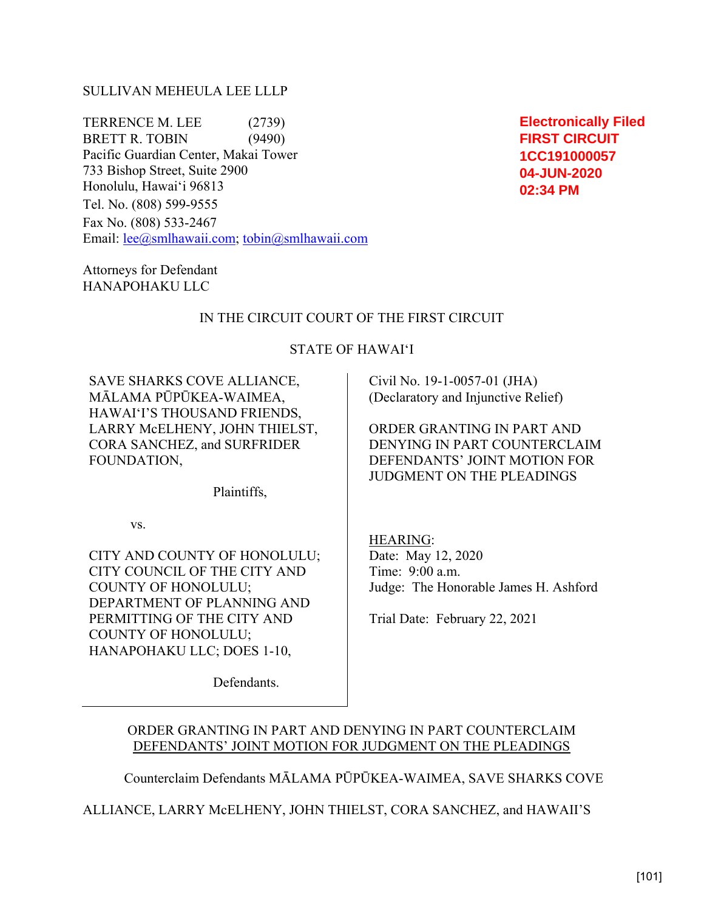SULLIVAN MEHEULA LEE LLLP

TERRENCE M. LEE (2739)
BRETT R. TOBIN (9490)
Pacific Guardian Center, Makai Tower
733 Bishop Street, Suite 2900
Honolulu, Hawai‘i 96813
Tel. No. (808) 599-9555
Fax No. (808) 533-2467
Email: lee@smlhawaii.com; tobin@smlhawaii.com

Attorneys for Defendant
HANAPOHAKU LLC

**Electronically Filed**
**FIRST CIRCUIT**
**1CC191000057**
**04-JUN-2020**
**02:34 PM**

IN THE CIRCUIT COURT OF THE FIRST CIRCUIT

STATE OF HAWAI‘I

SAVE SHARKS COVE ALLIANCE, MĀLAMA PŪPŪKEA-WAIMEA, HAWAI‘I'S THOUSAND FRIENDS, LARRY McELHENY, JOHN THIELST, CORA SANCHEZ, and SURFRIDER FOUNDATION,

Plaintiffs,

vs.

CITY AND COUNTY OF HONOLULU; CITY COUNCIL OF THE CITY AND COUNTY OF HONOLULU; DEPARTMENT OF PLANNING AND PERMITTING OF THE CITY AND COUNTY OF HONOLULU; HANAPOHAKU LLC; DOES 1-10,

Defendants.

Civil No. 19-1-0057-01 (JHA)
(Declaratory and Injunctive Relief)

ORDER GRANTING IN PART AND DENYING IN PART COUNTERCLAIM DEFENDANTS' JOINT MOTION FOR JUDGMENT ON THE PLEADINGS

HEARING:
Date: May 12, 2020
Time: 9:00 a.m.
Judge: The Honorable James H. Ashford

Trial Date: February 22, 2021

ORDER GRANTING IN PART AND DENYING IN PART COUNTERCLAIM DEFENDANTS' JOINT MOTION FOR JUDGMENT ON THE PLEADINGS

Counterclaim Defendants MĀLAMA PŪPŪKEA-WAIMEA, SAVE SHARKS COVE ALLIANCE, LARRY McELHENY, JOHN THIELST, CORA SANCHEZ, and HAWAII'S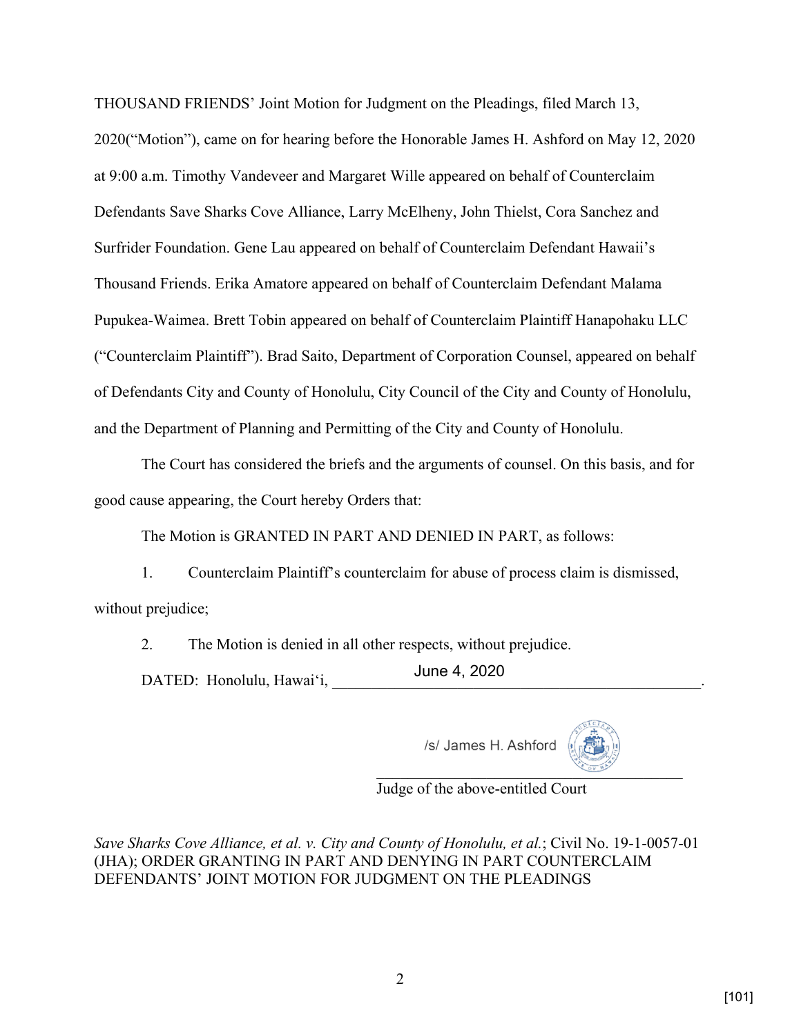THOUSAND FRIENDS' Joint Motion for Judgment on the Pleadings, filed March 13, 2020("Motion"), came on for hearing before the Honorable James H. Ashford on May 12, 2020 at 9:00 a.m. Timothy Vandeveer and Margaret Wille appeared on behalf of Counterclaim Defendants Save Sharks Cove Alliance, Larry McElheny, John Thielst, Cora Sanchez and Surfrider Foundation. Gene Lau appeared on behalf of Counterclaim Defendant Hawaii's Thousand Friends. Erika Amatore appeared on behalf of Counterclaim Defendant Malama Pupukea-Waimea. Brett Tobin appeared on behalf of Counterclaim Plaintiff Hanapohaku LLC ("Counterclaim Plaintiff"). Brad Saito, Department of Corporation Counsel, appeared on behalf of Defendants City and County of Honolulu, City Council of the City and County of Honolulu, and the Department of Planning and Permitting of the City and County of Honolulu.

The Court has considered the briefs and the arguments of counsel. On this basis, and for good cause appearing, the Court hereby Orders that:

The Motion is GRANTED IN PART AND DENIED IN PART, as follows:

1. Counterclaim Plaintiff's counterclaim for abuse of process claim is dismissed, without prejudice;

2. The Motion is denied in all other respects, without prejudice.

DATED: Honolulu, Hawai'i, June 4, 2020.

/s/ James H. Ashford

Judge of the above-entitled Court

*Save Sharks Cove Alliance, et al. v. City and County of Honolulu, et al.*; Civil No. 19-1-0057-01 (JHA); ORDER GRANTING IN PART AND DENYING IN PART COUNTERCLAIM DEFENDANTS' JOINT MOTION FOR JUDGMENT ON THE PLEADINGS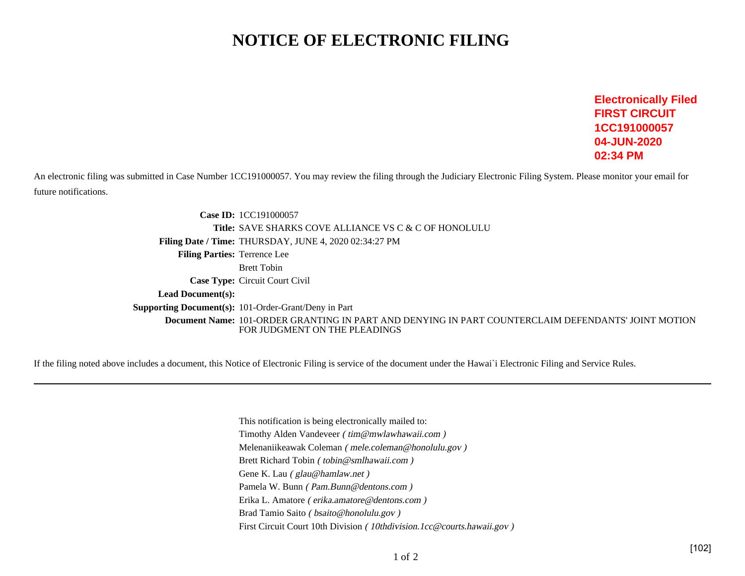# NOTICE OF ELECTRONIC FILING

**Electronically Filed**
**FIRST CIRCUIT**
**1CC191000057**
**04-JUN-2020**
**02:34 PM**

An electronic filing was submitted in Case Number 1CC191000057. You may review the filing through the Judiciary Electronic Filing System. Please monitor your email for future notifications.

**Case ID:** 1CC191000057
**Title:** SAVE SHARKS COVE ALLIANCE VS C & C OF HONOLULU
**Filing Date / Time:** THURSDAY, JUNE 4, 2020 02:34:27 PM
**Filing Parties:** Terrence Lee
Brett Tobin
**Case Type:** Circuit Court Civil
**Lead Document(s):**
**Supporting Document(s):** 101-Order-Grant/Deny in Part
**Document Name:** 101-ORDER GRANTING IN PART AND DENYING IN PART COUNTERCLAIM DEFENDANTS' JOINT MOTION FOR JUDGMENT ON THE PLEADINGS

If the filing noted above includes a document, this Notice of Electronic Filing is service of the document under the Hawai`i Electronic Filing and Service Rules.

---

This notification is being electronically mailed to:
Timothy Alden Vandeveer *( tim@mwlawhawaii.com )*
Melenaniikeawak Coleman *( mele.coleman@honolulu.gov )*
Brett Richard Tobin *( tobin@smlhawaii.com )*
Gene K. Lau *( glau@hamlaw.net )*
Pamela W. Bunn *( Pam.Bunn@dentons.com )*
Erika L. Amatore *( erika.amatore@dentons.com )*
Brad Tamio Saito *( bsaito@honolulu.gov )*
First Circuit Court 10th Division *( 10thdivision.1cc@courts.hawaii.gov )*

[102]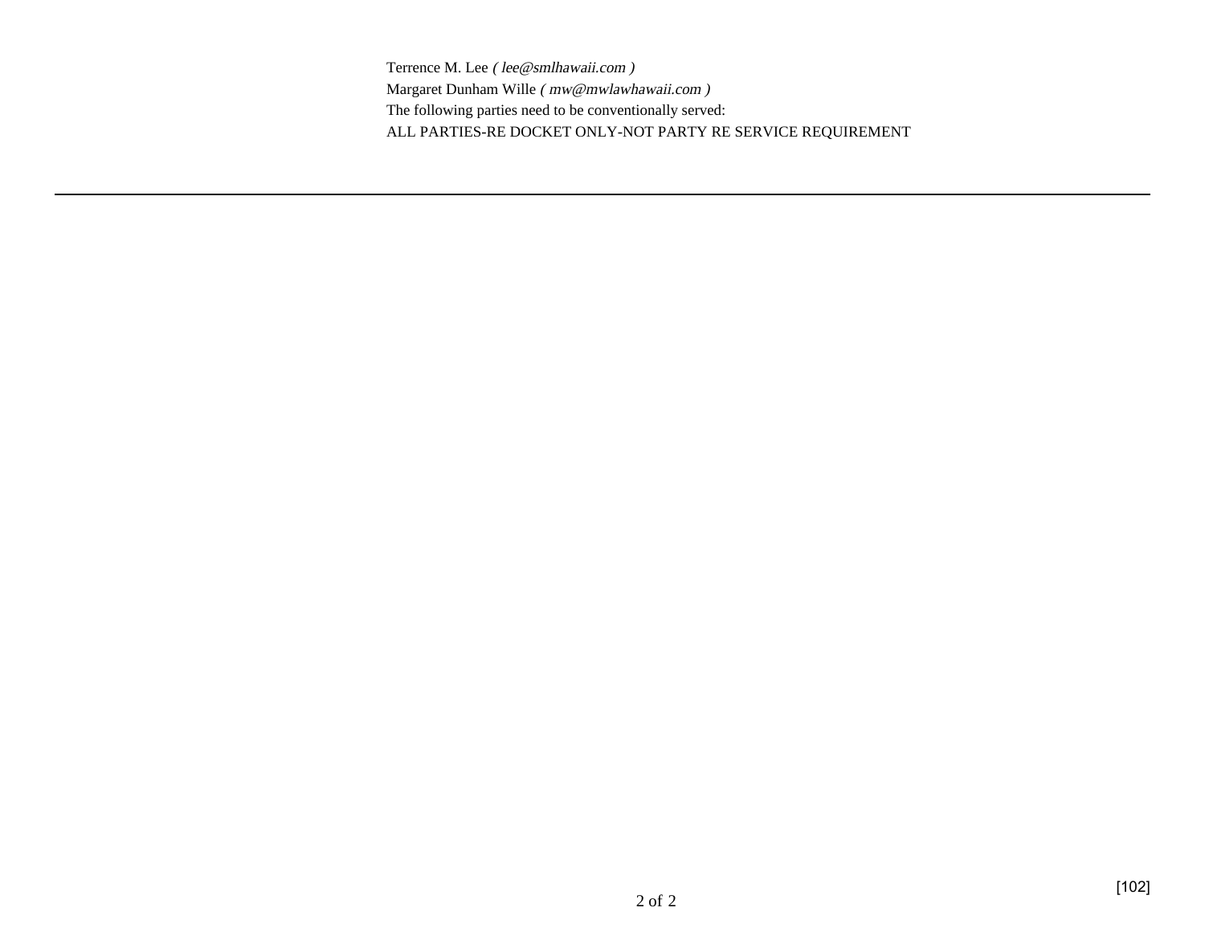Terrence M. Lee *( lee@smlhawaii.com )*
Margaret Dunham Wille *( mw@mwlawhawaii.com )*
The following parties need to be conventionally served:
ALL PARTIES-RE DOCKET ONLY-NOT PARTY RE SERVICE REQUIREMENT

---

[102]